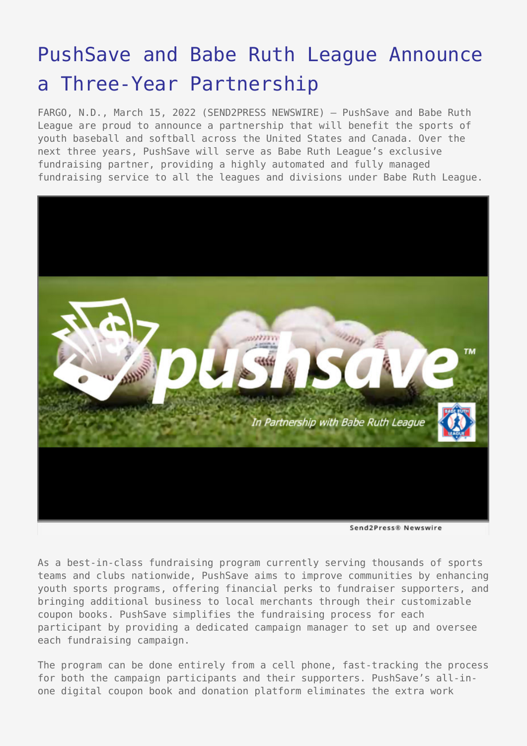# PushSave and Babe Ruth League Announce a Three-Year Partnership

FARGO, N.D., March 15, 2022 (SEND2PRESS NEWSWIRE) — PushSave and Babe Ruth League are proud to announce a partnership that will benefit the sports of youth baseball and softball across the United States and Canada. Over the next three years, PushSave will serve as Babe Ruth League's exclusive fundraising partner, providing a highly automated and fully managed fundraising service to all the leagues and divisions under Babe Ruth League.

As a best-in-class fundraising program currently serving thousands of sports teams and clubs nationwide, PushSave aims to improve communities by enhancing youth sports programs, offering financial perks to fundraiser supporters, and bringing additional business to local merchants through their customizable coupon books. PushSave simplifies the fundraising process for each participant by providing a dedicated campaign manager to set up and oversee each fundraising campaign.

The program can be done entirely from a cell phone, fast-tracking the process for both the campaign participants and their supporters. PushSave's all-in-one digital coupon book and donation platform eliminates the extra work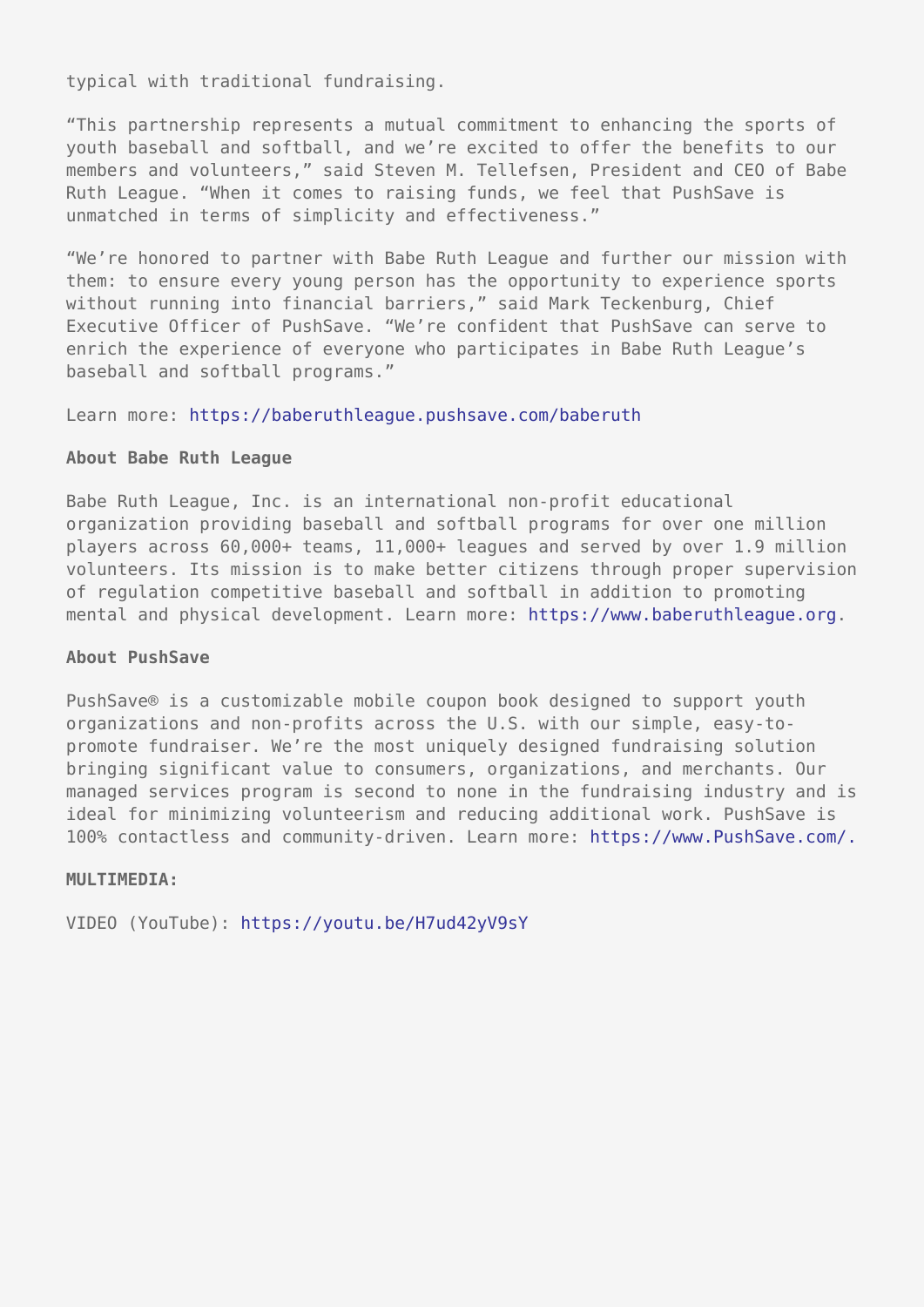typical with traditional fundraising.

“This partnership represents a mutual commitment to enhancing the sports of youth baseball and softball, and we’re excited to offer the benefits to our members and volunteers,” said Steven M. Tellefsen, President and CEO of Babe Ruth League. “When it comes to raising funds, we feel that PushSave is unmatched in terms of simplicity and effectiveness.”

“We’re honored to partner with Babe Ruth League and further our mission with them: to ensure every young person has the opportunity to experience sports without running into financial barriers,” said Mark Teckenburg, Chief Executive Officer of PushSave. “We’re confident that PushSave can serve to enrich the experience of everyone who participates in Babe Ruth League’s baseball and softball programs.”

Learn more: https://baberuthleague.pushsave.com/baberuth

**About Babe Ruth League**

Babe Ruth League, Inc. is an international non-profit educational organization providing baseball and softball programs for over one million players across 60,000+ teams, 11,000+ leagues and served by over 1.9 million volunteers. Its mission is to make better citizens through proper supervision of regulation competitive baseball and softball in addition to promoting mental and physical development. Learn more: https://www.baberuthleague.org.

**About PushSave**

PushSave® is a customizable mobile coupon book designed to support youth organizations and non-profits across the U.S. with our simple, easy-to-promote fundraiser. We’re the most uniquely designed fundraising solution bringing significant value to consumers, organizations, and merchants. Our managed services program is second to none in the fundraising industry and is ideal for minimizing volunteerism and reducing additional work. PushSave is 100% contactless and community-driven. Learn more: https://www.PushSave.com/.

**MULTIMEDIA:**

VIDEO (YouTube): https://youtu.be/H7ud42yV9sY